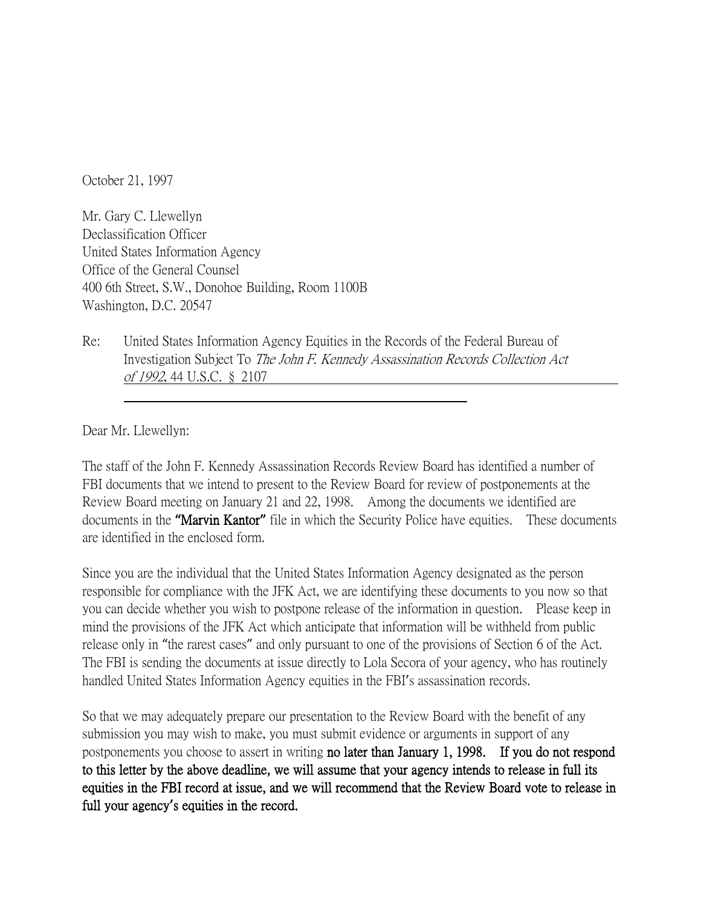October 21, 1997

Mr. Gary C. Llewellyn
Declassification Officer
United States Information Agency
Office of the General Counsel
400 6th Street, S.W., Donohoe Building, Room 1100B
Washington, D.C. 20547

Re: United States Information Agency Equities in the Records of the Federal Bureau of Investigation Subject To *The John F. Kennedy Assassination Records Collection Act of 1992*, 44 U.S.C. § 2107

Dear Mr. Llewellyn:

The staff of the John F. Kennedy Assassination Records Review Board has identified a number of FBI documents that we intend to present to the Review Board for review of postponements at the Review Board meeting on January 21 and 22, 1998. Among the documents we identified are documents in the **"Marvin Kantor"** file in which the Security Police have equities. These documents are identified in the enclosed form.

Since you are the individual that the United States Information Agency designated as the person responsible for compliance with the JFK Act, we are identifying these documents to you now so that you can decide whether you wish to postpone release of the information in question. Please keep in mind the provisions of the JFK Act which anticipate that information will be withheld from public release only in "the rarest cases" and only pursuant to one of the provisions of Section 6 of the Act. The FBI is sending the documents at issue directly to Lola Secora of your agency, who has routinely handled United States Information Agency equities in the FBI's assassination records.

So that we may adequately prepare our presentation to the Review Board with the benefit of any submission you may wish to make, you must submit evidence or arguments in support of any postponements you choose to assert in writing **no later than January 1, 1998. If you do not respond to this letter by the above deadline, we will assume that your agency intends to release in full its equities in the FBI record at issue, and we will recommend that the Review Board vote to release in full your agency's equities in the record.**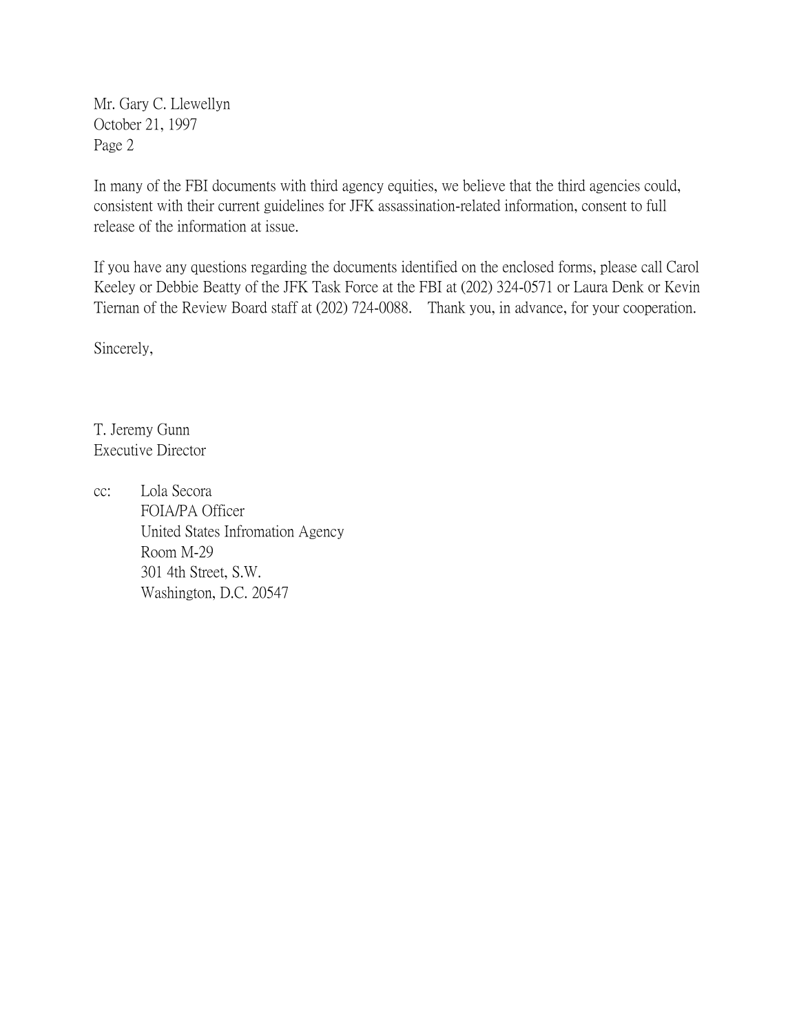Mr. Gary C. Llewellyn
October 21, 1997
Page 2

In many of the FBI documents with third agency equities, we believe that the third agencies could, consistent with their current guidelines for JFK assassination-related information, consent to full release of the information at issue.

If you have any questions regarding the documents identified on the enclosed forms, please call Carol Keeley or Debbie Beatty of the JFK Task Force at the FBI at (202) 324-0571 or Laura Denk or Kevin Tiernan of the Review Board staff at (202) 724-0088. Thank you, in advance, for your cooperation.

Sincerely,

T. Jeremy Gunn
Executive Director

cc: Lola Secora
FOIA/PA Officer
United States Infromation Agency
Room M-29
301 4th Street, S.W.
Washington, D.C. 20547